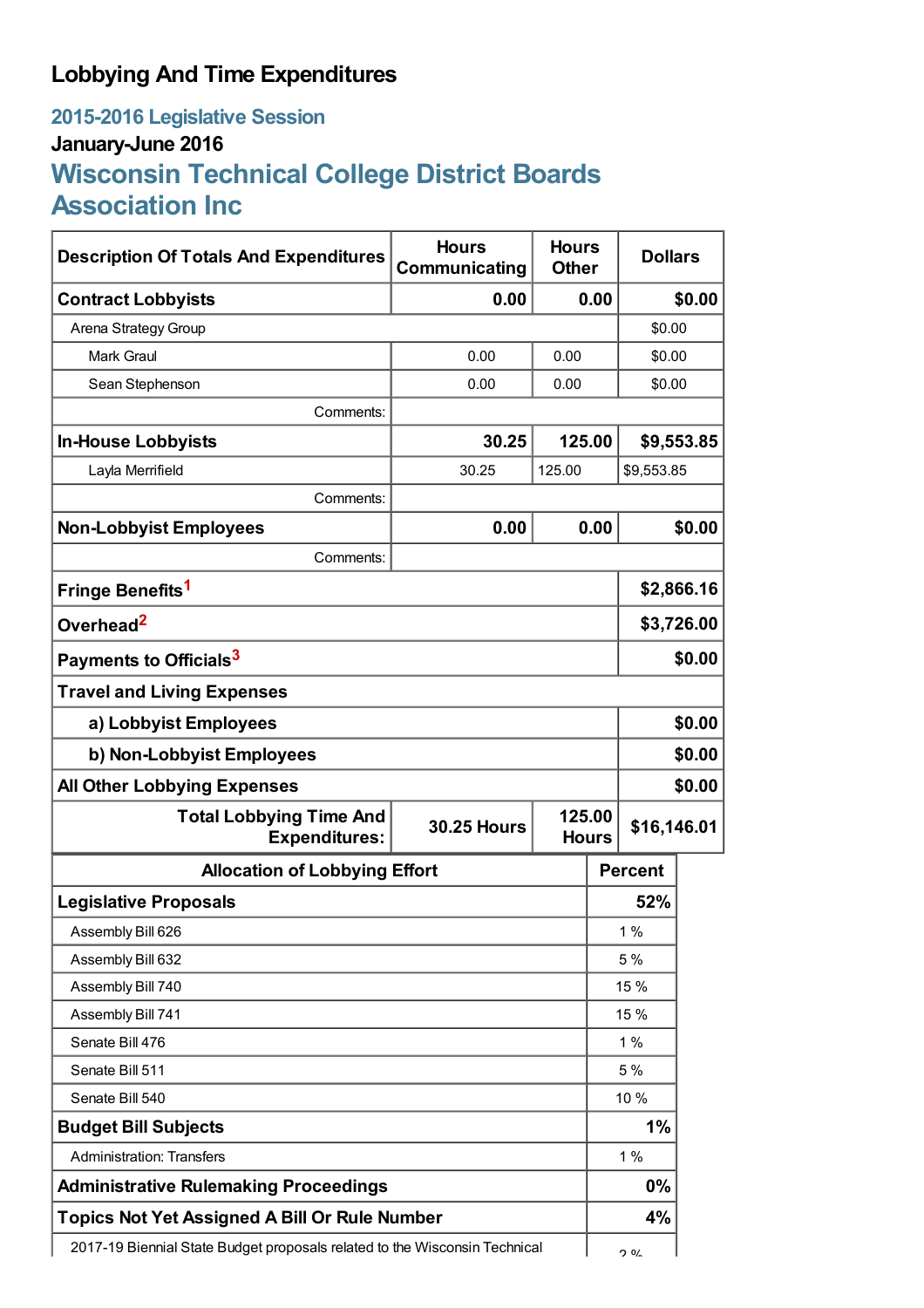# Lobbying And Time Expenditures

## 2015-2016 Legislative Session

### January-June 2016

## Wisconsin Technical College District Boards Association Inc

| Description Of Totals And Expenditures | Hours Communicating | Hours Other | Dollars |
|---|---|---|---|
| **Contract Lobbyists** | **0.00** | **0.00** | **$0.00** |
| Arena Strategy Group | | | $0.00 |
| Mark Graul | 0.00 | 0.00 | $0.00 |
| Sean Stephenson | 0.00 | 0.00 | $0.00 |
| Comments: | | | |
| **In-House Lobbyists** | **30.25** | **125.00** | **$9,553.85** |
| Layla Merrifield | 30.25 | 125.00 | $9,553.85 |
| Comments: | | | |
| **Non-Lobbyist Employees** | **0.00** | **0.00** | **$0.00** |
| Comments: | | | |
| **Fringe Benefits**[1] | | | **$2,866.16** |
| **Overhead**[2] | | | **$3,726.00** |
| **Payments to Officials**[3] | | | **$0.00** |
| **Travel and Living Expenses** | | | |
| **a) Lobbyist Employees** | | | **$0.00** |
| **b) Non-Lobbyist Employees** | | | **$0.00** |
| **All Other Lobbying Expenses** | | | **$0.00** |
| **Total Lobbying Time And Expenditures:** | **30.25 Hours** | **125.00 Hours** | **$16,146.01** |

| Allocation of Lobbying Effort | Percent |
|---|---|
| **Legislative Proposals** | **52%** |
| Assembly Bill 626 | 1 % |
| Assembly Bill 632 | 5 % |
| Assembly Bill 740 | 15 % |
| Assembly Bill 741 | 15 % |
| Senate Bill 476 | 1 % |
| Senate Bill 511 | 5 % |
| Senate Bill 540 | 10 % |
| **Budget Bill Subjects** | **1%** |
| Administration: Transfers | 1 % |
| **Administrative Rulemaking Proceedings** | **0%** |
| **Topics Not Yet Assigned A Bill Or Rule Number** | **4%** |
| 2017-19 Biennial State Budget proposals related to the Wisconsin Technical | 2 % |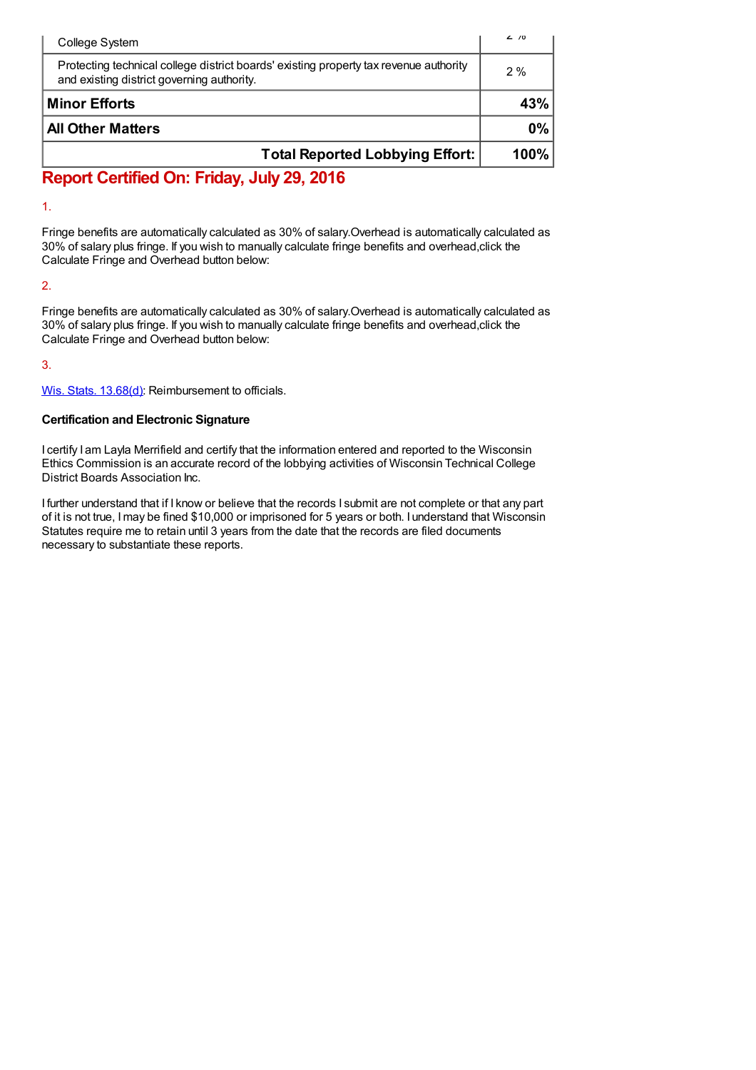| | |
|---|---|
| College System | 2 % |
| Protecting technical college district boards' existing property tax revenue authority and existing district governing authority. | 2 % |
| **Minor Efforts** | **43%** |
| **All Other Matters** | **0%** |
| **Total Reported Lobbying Effort:** | **100%** |

## Report Certified On: Friday, July 29, 2016

1.

Fringe benefits are automatically calculated as 30% of salary.Overhead is automatically calculated as 30% of salary plus fringe. If you wish to manually calculate fringe benefits and overhead,click the Calculate Fringe and Overhead button below:

2.

Fringe benefits are automatically calculated as 30% of salary.Overhead is automatically calculated as 30% of salary plus fringe. If you wish to manually calculate fringe benefits and overhead,click the Calculate Fringe and Overhead button below:

3.

Wis. Stats. 13.68(d): Reimbursement to officials.

**Certification and Electronic Signature**

I certify I am Layla Merrifield and certify that the information entered and reported to the Wisconsin Ethics Commission is an accurate record of the lobbying activities of Wisconsin Technical College District Boards Association Inc.

I further understand that if I know or believe that the records I submit are not complete or that any part of it is not true, I may be fined $10,000 or imprisoned for 5 years or both. I understand that Wisconsin Statutes require me to retain until 3 years from the date that the records are filed documents necessary to substantiate these reports.